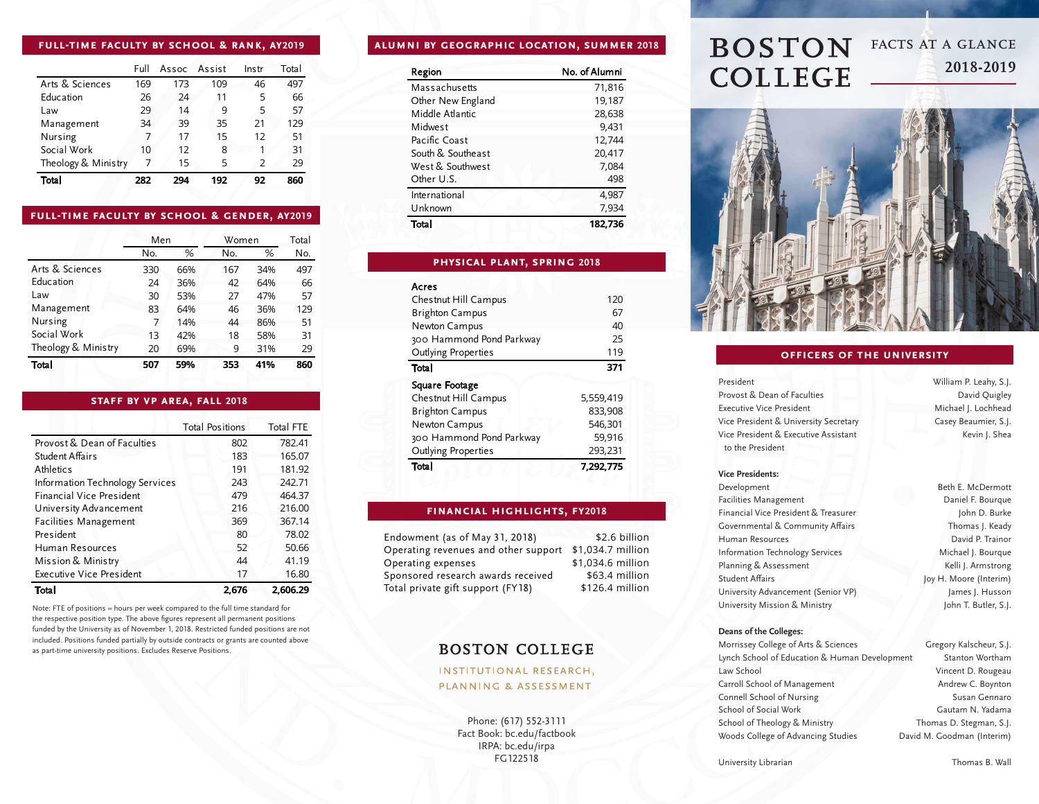# BOSTON COLLEGE

## FACTS AT A GLANCE 2018-2019

## FULL-TIME FACULTY BY SCHOOL & RANK, AY2019

| | Full | Assoc | Assist | Instr | Total |
|---|---|---|---|---|---|
| Arts & Sciences | 169 | 173 | 109 | 46 | 497 |
| Education | 26 | 24 | 11 | 5 | 66 |
| Law | 29 | 14 | 9 | 5 | 57 |
| Management | 34 | 39 | 35 | 21 | 129 |
| Nursing | 7 | 17 | 15 | 12 | 51 |
| Social Work | 10 | 12 | 8 | 1 | 31 |
| Theology & Ministry | 7 | 15 | 5 | 2 | 29 |
| **Total** | **282** | **294** | **192** | **92** | **860** |

## FULL-TIME FACULTY BY SCHOOL & GENDER, AY2019

| | Men | | Women | | Total |
|---|---|---|---|---|---|
| | No. | % | No. | % | No. |
| Arts & Sciences | 330 | 66% | 167 | 34% | 497 |
| Education | 24 | 36% | 42 | 64% | 66 |
| Law | 30 | 53% | 27 | 47% | 57 |
| Management | 83 | 64% | 46 | 36% | 129 |
| Nursing | 7 | 14% | 44 | 86% | 51 |
| Social Work | 13 | 42% | 18 | 58% | 31 |
| Theology & Ministry | 20 | 69% | 9 | 31% | 29 |
| **Total** | **507** | **59%** | **353** | **41%** | **860** |

## STAFF BY VP AREA, FALL 2018

| | Total Positions | Total FTE |
|---|---|---|
| Provost & Dean of Faculties | 802 | 782.41 |
| Student Affairs | 183 | 165.07 |
| Athletics | 191 | 181.92 |
| Information Technology Services | 243 | 242.71 |
| Financial Vice President | 479 | 464.37 |
| University Advancement | 216 | 216.00 |
| Facilities Management | 369 | 367.14 |
| President | 80 | 78.02 |
| Human Resources | 52 | 50.66 |
| Mission & Ministry | 44 | 41.19 |
| Executive Vice President | 17 | 16.80 |
| **Total** | **2,676** | **2,606.29** |

Note: FTE of positions = hours per week compared to the full time standard for the respective position type. The above figures represent all permanent positions funded by the University as of November 1, 2018. Restricted funded positions are not included. Positions funded partially by outside contracts or grants are counted above as part-time university positions. Excludes Reserve Positions.

## ALUMNI BY GEOGRAPHIC LOCATION, SUMMER 2018

| Region | No. of Alumni |
|---|---|
| Massachusetts | 71,816 |
| Other New England | 19,187 |
| Middle Atlantic | 28,638 |
| Midwest | 9,431 |
| Pacific Coast | 12,744 |
| South & Southeast | 20,417 |
| West & Southwest | 7,084 |
| Other U.S. | 498 |
| International | 4,987 |
| Unknown | 7,934 |
| **Total** | **182,736** |

## PHYSICAL PLANT, SPRING 2018

| **Acres** | |
|---|---|
| Chestnut Hill Campus | 120 |
| Brighton Campus | 67 |
| Newton Campus | 40 |
| 300 Hammond Pond Parkway | 25 |
| Outlying Properties | 119 |
| **Total** | **371** |
| **Square Footage** | |
| Chestnut Hill Campus | 5,559,419 |
| Brighton Campus | 833,908 |
| Newton Campus | 546,301 |
| 300 Hammond Pond Parkway | 59,916 |
| Outlying Properties | 293,231 |
| **Total** | **7,292,775** |

## FINANCIAL HIGHLIGHTS, FY2018

| | |
|---|---|
| Endowment (as of May 31, 2018) | $2.6 billion |
| Operating revenues and other support | $1,034.7 million |
| Operating expenses | $1,034.6 million |
| Sponsored research awards received | $63.4 million |
| Total private gift support (FY18) | $126.4 million |

BOSTON COLLEGE

INSTITUTIONAL RESEARCH, PLANNING & ASSESSMENT

Phone: (617) 552-3111
Fact Book: bc.edu/factbook
IRPA: bc.edu/irpa
FG122518

## OFFICERS OF THE UNIVERSITY

| | |
|---|---|
| President | William P. Leahy, S.J. |
| Provost & Dean of Faculties | David Quigley |
| Executive Vice President | Michael J. Lochhead |
| Vice President & University Secretary | Casey Beaumier, S.J. |
| Vice President & Executive Assistant to the President | Kevin J. Shea |

**Vice Presidents:**

| | |
|---|---|
| Development | Beth E. McDermott |
| Facilities Management | Daniel F. Bourque |
| Financial Vice President & Treasurer | John D. Burke |
| Governmental & Community Affairs | Thomas J. Keady |
| Human Resources | David P. Trainor |
| Information Technology Services | Michael J. Bourque |
| Planning & Assessment | Kelli J. Armstrong |
| Student Affairs | Joy H. Moore (Interim) |
| University Advancement (Senior VP) | James J. Husson |
| University Mission & Ministry | John T. Butler, S.J. |

**Deans of the Colleges:**

| | |
|---|---|
| Morrissey College of Arts & Sciences | Gregory Kalscheur, S.J. |
| Lynch School of Education & Human Development | Stanton Wortham |
| Law School | Vincent D. Rougeau |
| Carroll School of Management | Andrew C. Boynton |
| Connell School of Nursing | Susan Gennaro |
| School of Social Work | Gautam N. Yadama |
| School of Theology & Ministry | Thomas D. Stegman, S.J. |
| Woods College of Advancing Studies | David M. Goodman (Interim) |

| | |
|---|---|
| University Librarian | Thomas B. Wall |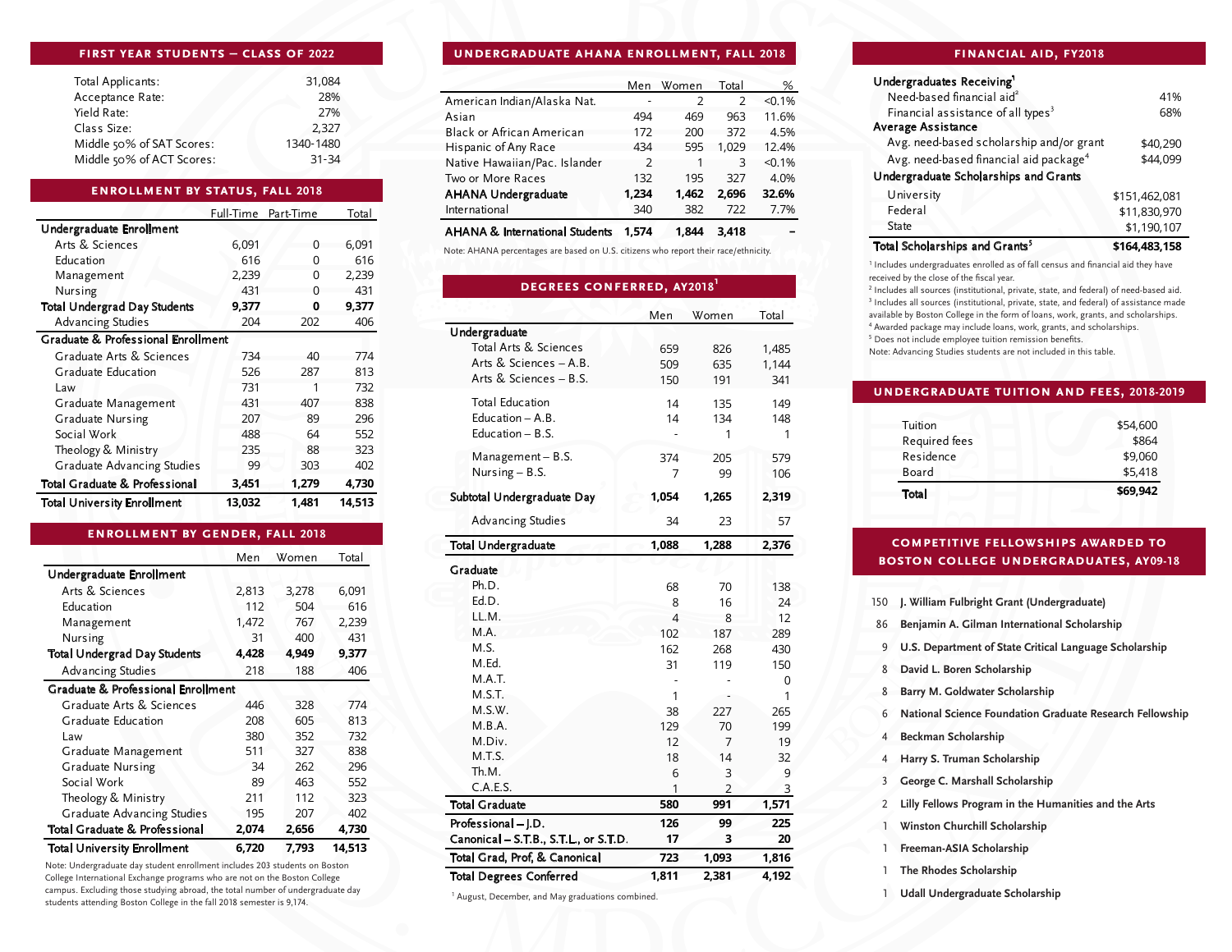## FIRST YEAR STUDENTS — CLASS OF 2022

| | |
|---|---|
| Total Applicants: | 31,084 |
| Acceptance Rate: | 28% |
| Yield Rate: | 27% |
| Class Size: | 2,327 |
| Middle 50% of SAT Scores: | 1340-1480 |
| Middle 50% of ACT Scores: | 31-34 |

## ENROLLMENT BY STATUS, FALL 2018

| | Full-Time | Part-Time | Total |
|---|---|---|---|
| **Undergraduate Enrollment** | | | |
| Arts & Sciences | 6,091 | 0 | 6,091 |
| Education | 616 | 0 | 616 |
| Management | 2,239 | 0 | 2,239 |
| Nursing | 431 | 0 | 431 |
| **Total Undergrad Day Students** | **9,377** | **0** | **9,377** |
| Advancing Studies | 204 | 202 | 406 |
| **Graduate & Professional Enrollment** | | | |
| Graduate Arts & Sciences | 734 | 40 | 774 |
| Graduate Education | 526 | 287 | 813 |
| Law | 731 | 1 | 732 |
| Graduate Management | 431 | 407 | 838 |
| Graduate Nursing | 207 | 89 | 296 |
| Social Work | 488 | 64 | 552 |
| Theology & Ministry | 235 | 88 | 323 |
| Graduate Advancing Studies | 99 | 303 | 402 |
| **Total Graduate & Professional** | **3,451** | **1,279** | **4,730** |
| **Total University Enrollment** | **13,032** | **1,481** | **14,513** |

## ENROLLMENT BY GENDER, FALL 2018

| | Men | Women | Total |
|---|---|---|---|
| **Undergraduate Enrollment** | | | |
| Arts & Sciences | 2,813 | 3,278 | 6,091 |
| Education | 112 | 504 | 616 |
| Management | 1,472 | 767 | 2,239 |
| Nursing | 31 | 400 | 431 |
| **Total Undergrad Day Students** | **4,428** | **4,949** | **9,377** |
| Advancing Studies | 218 | 188 | 406 |
| **Graduate & Professional Enrollment** | | | |
| Graduate Arts & Sciences | 446 | 328 | 774 |
| Graduate Education | 208 | 605 | 813 |
| Law | 380 | 352 | 732 |
| Graduate Management | 511 | 327 | 838 |
| Graduate Nursing | 34 | 262 | 296 |
| Social Work | 89 | 463 | 552 |
| Theology & Ministry | 211 | 112 | 323 |
| Graduate Advancing Studies | 195 | 207 | 402 |
| **Total Graduate & Professional** | **2,074** | **2,656** | **4,730** |
| **Total University Enrollment** | **6,720** | **7,793** | **14,513** |

Note: Undergraduate day student enrollment includes 203 students on Boston College International Exchange programs who are not on the Boston College campus. Excluding those studying abroad, the total number of undergraduate day students attending Boston College in the fall 2018 semester is 9,174.

## UNDERGRADUATE AHANA ENROLLMENT, FALL 2018

| | Men | Women | Total | % |
|---|---|---|---|---|
| American Indian/Alaska Nat. | - | 2 | 2 | <0.1% |
| Asian | 494 | 469 | 963 | 11.6% |
| Black or African American | 172 | 200 | 372 | 4.5% |
| Hispanic of Any Race | 434 | 595 | 1,029 | 12.4% |
| Native Hawaiian/Pac. Islander | 2 | 1 | 3 | <0.1% |
| Two or More Races | 132 | 195 | 327 | 4.0% |
| **AHANA Undergraduate** | **1,234** | **1,462** | **2,696** | **32.6%** |
| International | 340 | 382 | 722 | 7.7% |
| **AHANA & International Students** | **1,574** | **1,844** | **3,418** | **-** |

Note: AHANA percentages are based on U.S. citizens who report their race/ethnicity.

## DEGREES CONFERRED, AY2018[1]

| | Men | Women | Total |
|---|---|---|---|
| **Undergraduate** | | | |
| Total Arts & Sciences | 659 | 826 | 1,485 |
| Arts & Sciences – A.B. | 509 | 635 | 1,144 |
| Arts & Sciences – B.S. | 150 | 191 | 341 |
| Total Education | 14 | 135 | 149 |
| Education – A.B. | 14 | 134 | 148 |
| Education – B.S. | - | 1 | 1 |
| Management – B.S. | 374 | 205 | 579 |
| Nursing – B.S. | 7 | 99 | 106 |
| **Subtotal Undergraduate Day** | **1,054** | **1,265** | **2,319** |
| Advancing Studies | 34 | 23 | 57 |
| **Total Undergraduate** | **1,088** | **1,288** | **2,376** |
| **Graduate** | | | |
| Ph.D. | 68 | 70 | 138 |
| Ed.D. | 8 | 16 | 24 |
| LL.M. | 4 | 8 | 12 |
| M.A. | 102 | 187 | 289 |
| M.S. | 162 | 268 | 430 |
| M.Ed. | 31 | 119 | 150 |
| M.A.T. | - | - | 0 |
| M.S.T. | 1 | - | 1 |
| M.S.W. | 38 | 227 | 265 |
| M.B.A. | 129 | 70 | 199 |
| M.Div. | 12 | 7 | 19 |
| M.T.S. | 18 | 14 | 32 |
| Th.M. | 6 | 3 | 9 |
| C.A.E.S. | 1 | 2 | 3 |
| **Total Graduate** | **580** | **991** | **1,571** |
| **Professional – J.D.** | **126** | **99** | **225** |
| **Canonical – S.T.B., S.T.L., or S.T.D.** | **17** | **3** | **20** |
| **Total Grad, Prof, & Canonical** | **723** | **1,093** | **1,816** |
| **Total Degrees Conferred** | **1,811** | **2,381** | **4,192** |

[1] August, December, and May graduations combined.

## FINANCIAL AID, FY2018

| | |
|---|---|
| **Undergraduates Receiving[1]** | |
| Need-based financial aid[2] | 41% |
| Financial assistance of all types[3] | 68% |
| **Average Assistance** | |
| Avg. need-based scholarship and/or grant | $40,290 |
| Avg. need-based financial aid package[4] | $44,099 |
| **Undergraduate Scholarships and Grants** | |
| University | $151,462,081 |
| Federal | $11,830,970 |
| State | $1,190,107 |
| **Total Scholarships and Grants[5]** | **$164,483,158** |

[1] Includes undergraduates enrolled as of fall census and financial aid they have received by the close of the fiscal year.
[2] Includes all sources (institutional, private, state, and federal) of need-based aid.
[3] Includes all sources (institutional, private, state, and federal) of assistance made available by Boston College in the form of loans, work, grants, and scholarships.
[4] Awarded package may include loans, work, grants, and scholarships.
[5] Does not include employee tuition remission benefits.
Note: Advancing Studies students are not included in this table.

## UNDERGRADUATE TUITION AND FEES, 2018-2019

| | |
|---|---|
| Tuition | $54,600 |
| Required fees | $864 |
| Residence | $9,060 |
| Board | $5,418 |
| **Total** | **$69,942** |

## COMPETITIVE FELLOWSHIPS AWARDED TO BOSTON COLLEGE UNDERGRADUATES, AY09-18

| | |
|---|---|
| 150 | **J. William Fulbright Grant (Undergraduate)** |
| 86 | **Benjamin A. Gilman International Scholarship** |
| 9 | **U.S. Department of State Critical Language Scholarship** |
| 8 | **David L. Boren Scholarship** |
| 8 | **Barry M. Goldwater Scholarship** |
| 6 | **National Science Foundation Graduate Research Fellowship** |
| 4 | **Beckman Scholarship** |
| 4 | **Harry S. Truman Scholarship** |
| 3 | **George C. Marshall Scholarship** |
| 2 | **Lilly Fellows Program in the Humanities and the Arts** |
| 1 | **Winston Churchill Scholarship** |
| 1 | **Freeman-ASIA Scholarship** |
| 1 | **The Rhodes Scholarship** |
| 1 | **Udall Undergraduate Scholarship** |